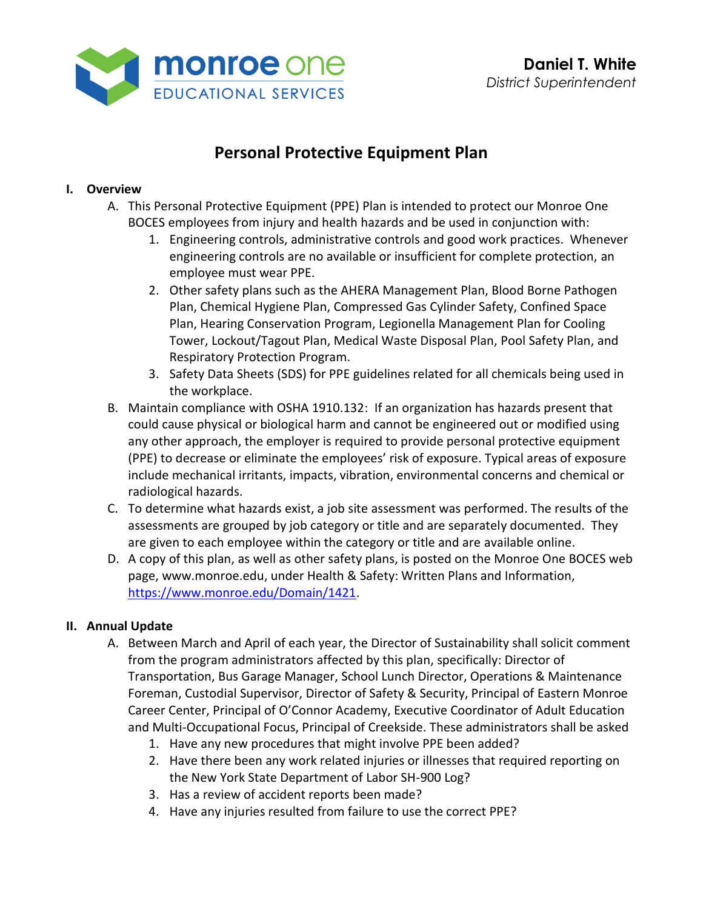monroe one
EDUCATIONAL SERVICES

**Daniel T. White**
*District Superintendent*

# Personal Protective Equipment Plan

## I. Overview

A. This Personal Protective Equipment (PPE) Plan is intended to protect our Monroe One BOCES employees from injury and health hazards and be used in conjunction with:

1. Engineering controls, administrative controls and good work practices. Whenever engineering controls are no available or insufficient for complete protection, an employee must wear PPE.
2. Other safety plans such as the AHERA Management Plan, Blood Borne Pathogen Plan, Chemical Hygiene Plan, Compressed Gas Cylinder Safety, Confined Space Plan, Hearing Conservation Program, Legionella Management Plan for Cooling Tower, Lockout/Tagout Plan, Medical Waste Disposal Plan, Pool Safety Plan, and Respiratory Protection Program.
3. Safety Data Sheets (SDS) for PPE guidelines related for all chemicals being used in the workplace.

B. Maintain compliance with OSHA 1910.132: If an organization has hazards present that could cause physical or biological harm and cannot be engineered out or modified using any other approach, the employer is required to provide personal protective equipment (PPE) to decrease or eliminate the employees' risk of exposure. Typical areas of exposure include mechanical irritants, impacts, vibration, environmental concerns and chemical or radiological hazards.

C. To determine what hazards exist, a job site assessment was performed. The results of the assessments are grouped by job category or title and are separately documented. They are given to each employee within the category or title and are available online.

D. A copy of this plan, as well as other safety plans, is posted on the Monroe One BOCES web page, www.monroe.edu, under Health & Safety: Written Plans and Information, [https://www.monroe.edu/Domain/1421](https://www.monroe.edu/Domain/1421).

## II. Annual Update

A. Between March and April of each year, the Director of Sustainability shall solicit comment from the program administrators affected by this plan, specifically: Director of Transportation, Bus Garage Manager, School Lunch Director, Operations & Maintenance Foreman, Custodial Supervisor, Director of Safety & Security, Principal of Eastern Monroe Career Center, Principal of O'Connor Academy, Executive Coordinator of Adult Education and Multi-Occupational Focus, Principal of Creekside. These administrators shall be asked

1. Have any new procedures that might involve PPE been added?
2. Have there been any work related injuries or illnesses that required reporting on the New York State Department of Labor SH-900 Log?
3. Has a review of accident reports been made?
4. Have any injuries resulted from failure to use the correct PPE?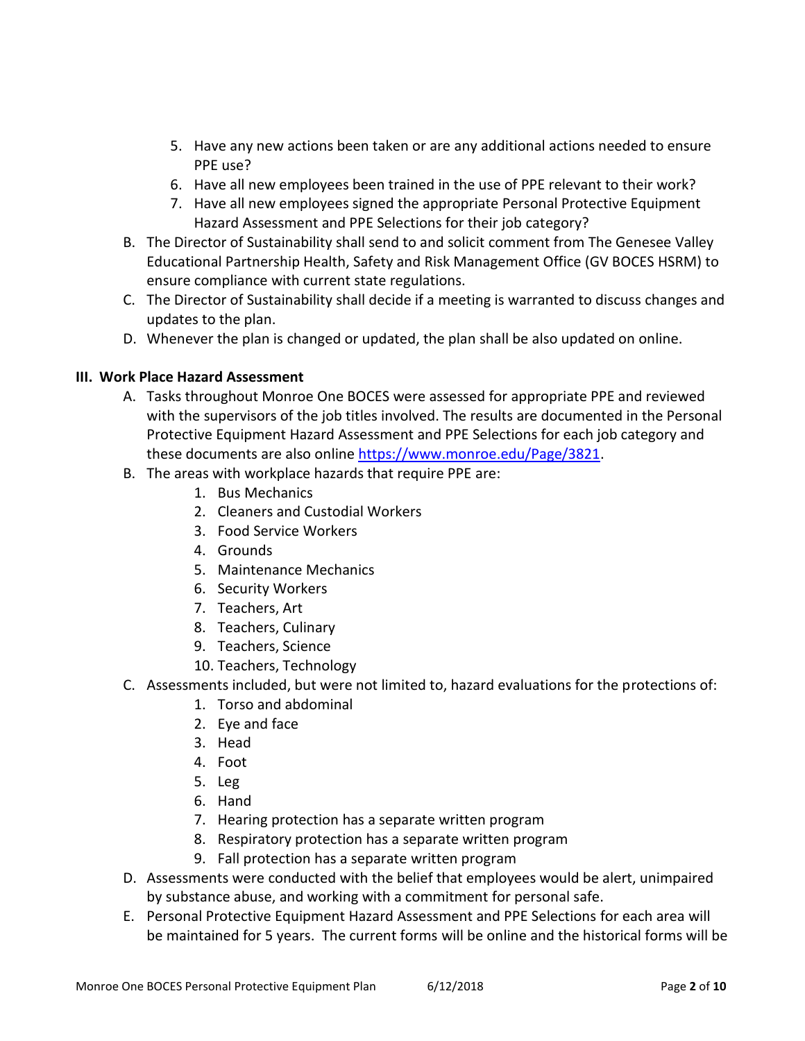5. Have any new actions been taken or are any additional actions needed to ensure PPE use?
6. Have all new employees been trained in the use of PPE relevant to their work?
7. Have all new employees signed the appropriate Personal Protective Equipment Hazard Assessment and PPE Selections for their job category?

B. The Director of Sustainability shall send to and solicit comment from The Genesee Valley Educational Partnership Health, Safety and Risk Management Office (GV BOCES HSRM) to ensure compliance with current state regulations.

C. The Director of Sustainability shall decide if a meeting is warranted to discuss changes and updates to the plan.

D. Whenever the plan is changed or updated, the plan shall be also updated on online.

**III. Work Place Hazard Assessment**

A. Tasks throughout Monroe One BOCES were assessed for appropriate PPE and reviewed with the supervisors of the job titles involved. The results are documented in the Personal Protective Equipment Hazard Assessment and PPE Selections for each job category and these documents are also online [https://www.monroe.edu/Page/3821](https://www.monroe.edu/Page/3821).

B. The areas with workplace hazards that require PPE are:
   1. Bus Mechanics
   2. Cleaners and Custodial Workers
   3. Food Service Workers
   4. Grounds
   5. Maintenance Mechanics
   6. Security Workers
   7. Teachers, Art
   8. Teachers, Culinary
   9. Teachers, Science
   10. Teachers, Technology

C. Assessments included, but were not limited to, hazard evaluations for the protections of:
   1. Torso and abdominal
   2. Eye and face
   3. Head
   4. Foot
   5. Leg
   6. Hand
   7. Hearing protection has a separate written program
   8. Respiratory protection has a separate written program
   9. Fall protection has a separate written program

D. Assessments were conducted with the belief that employees would be alert, unimpaired by substance abuse, and working with a commitment for personal safe.

E. Personal Protective Equipment Hazard Assessment and PPE Selections for each area will be maintained for 5 years. The current forms will be online and the historical forms will be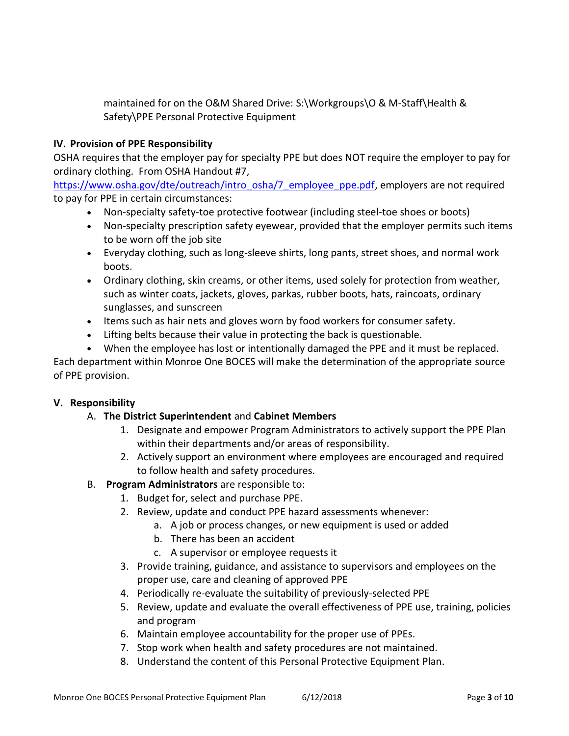maintained for on the O&M Shared Drive: S:\Workgroups\O & M-Staff\Health & Safety\PPE Personal Protective Equipment

## IV. Provision of PPE Responsibility

OSHA requires that the employer pay for specialty PPE but does NOT require the employer to pay for ordinary clothing. From OSHA Handout #7, [https://www.osha.gov/dte/outreach/intro_osha/7_employee_ppe.pdf](https://www.osha.gov/dte/outreach/intro_osha/7_employee_ppe.pdf), employers are not required to pay for PPE in certain circumstances:

- Non-specialty safety-toe protective footwear (including steel-toe shoes or boots)
- Non-specialty prescription safety eyewear, provided that the employer permits such items to be worn off the job site
- Everyday clothing, such as long-sleeve shirts, long pants, street shoes, and normal work boots.
- Ordinary clothing, skin creams, or other items, used solely for protection from weather, such as winter coats, jackets, gloves, parkas, rubber boots, hats, raincoats, ordinary sunglasses, and sunscreen
- Items such as hair nets and gloves worn by food workers for consumer safety.
- Lifting belts because their value in protecting the back is questionable.
- When the employee has lost or intentionally damaged the PPE and it must be replaced.

Each department within Monroe One BOCES will make the determination of the appropriate source of PPE provision.

## V. Responsibility

A. **The District Superintendent** and **Cabinet Members**
   1. Designate and empower Program Administrators to actively support the PPE Plan within their departments and/or areas of responsibility.
   2. Actively support an environment where employees are encouraged and required to follow health and safety procedures.

B. **Program Administrators** are responsible to:
   1. Budget for, select and purchase PPE.
   2. Review, update and conduct PPE hazard assessments whenever:
      a. A job or process changes, or new equipment is used or added
      b. There has been an accident
      c. A supervisor or employee requests it
   3. Provide training, guidance, and assistance to supervisors and employees on the proper use, care and cleaning of approved PPE
   4. Periodically re-evaluate the suitability of previously-selected PPE
   5. Review, update and evaluate the overall effectiveness of PPE use, training, policies and program
   6. Maintain employee accountability for the proper use of PPEs.
   7. Stop work when health and safety procedures are not maintained.
   8. Understand the content of this Personal Protective Equipment Plan.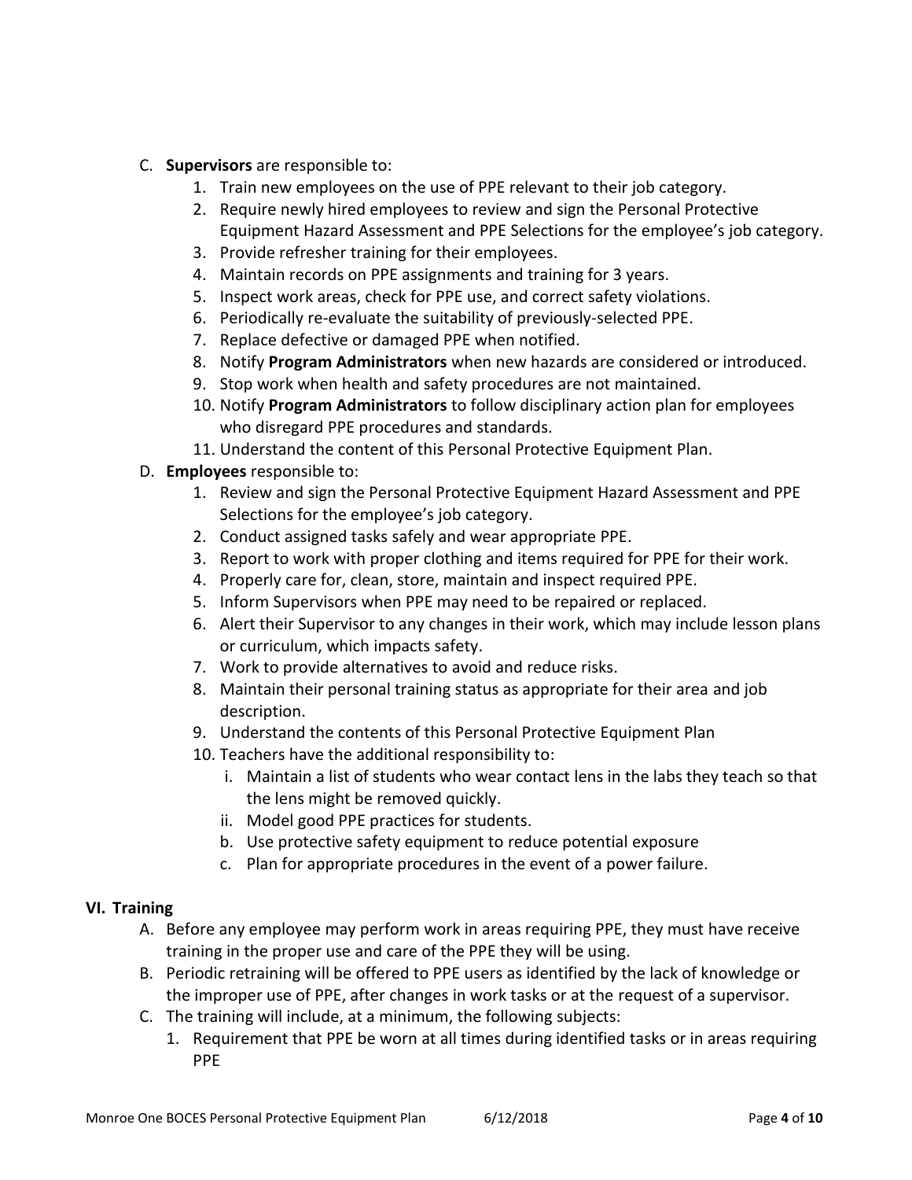C. **Supervisors** are responsible to:
   1. Train new employees on the use of PPE relevant to their job category.
   2. Require newly hired employees to review and sign the Personal Protective Equipment Hazard Assessment and PPE Selections for the employee's job category.
   3. Provide refresher training for their employees.
   4. Maintain records on PPE assignments and training for 3 years.
   5. Inspect work areas, check for PPE use, and correct safety violations.
   6. Periodically re-evaluate the suitability of previously-selected PPE.
   7. Replace defective or damaged PPE when notified.
   8. Notify **Program Administrators** when new hazards are considered or introduced.
   9. Stop work when health and safety procedures are not maintained.
   10. Notify **Program Administrators** to follow disciplinary action plan for employees who disregard PPE procedures and standards.
   11. Understand the content of this Personal Protective Equipment Plan.

D. **Employees** responsible to:
   1. Review and sign the Personal Protective Equipment Hazard Assessment and PPE Selections for the employee's job category.
   2. Conduct assigned tasks safely and wear appropriate PPE.
   3. Report to work with proper clothing and items required for PPE for their work.
   4. Properly care for, clean, store, maintain and inspect required PPE.
   5. Inform Supervisors when PPE may need to be repaired or replaced.
   6. Alert their Supervisor to any changes in their work, which may include lesson plans or curriculum, which impacts safety.
   7. Work to provide alternatives to avoid and reduce risks.
   8. Maintain their personal training status as appropriate for their area and job description.
   9. Understand the contents of this Personal Protective Equipment Plan
   10. Teachers have the additional responsibility to:
       i. Maintain a list of students who wear contact lens in the labs they teach so that the lens might be removed quickly.
       ii. Model good PPE practices for students.
       b. Use protective safety equipment to reduce potential exposure
       c. Plan for appropriate procedures in the event of a power failure.

## VI. Training

A. Before any employee may perform work in areas requiring PPE, they must have receive training in the proper use and care of the PPE they will be using.

B. Periodic retraining will be offered to PPE users as identified by the lack of knowledge or the improper use of PPE, after changes in work tasks or at the request of a supervisor.

C. The training will include, at a minimum, the following subjects:
   1. Requirement that PPE be worn at all times during identified tasks or in areas requiring PPE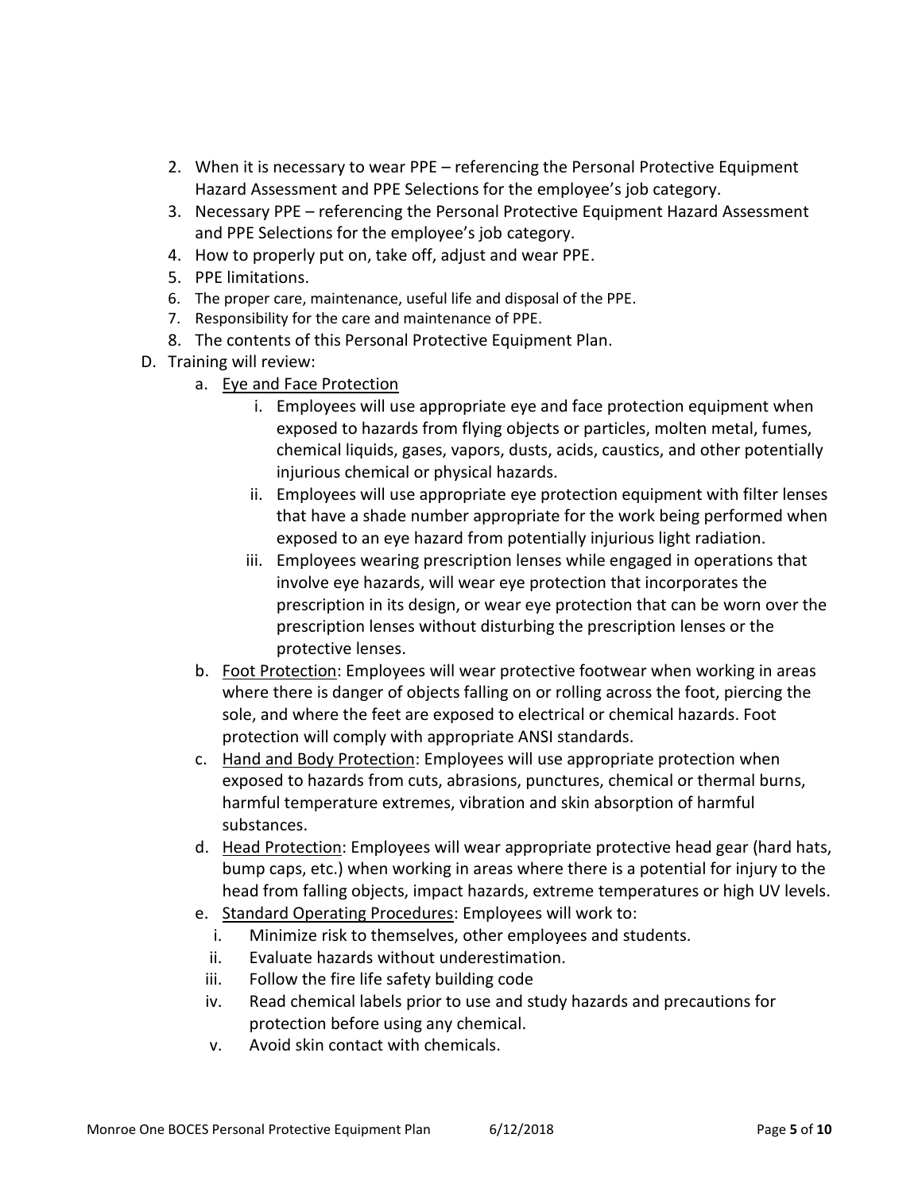2. When it is necessary to wear PPE – referencing the Personal Protective Equipment Hazard Assessment and PPE Selections for the employee's job category.
3. Necessary PPE – referencing the Personal Protective Equipment Hazard Assessment and PPE Selections for the employee's job category.
4. How to properly put on, take off, adjust and wear PPE.
5. PPE limitations.
6. The proper care, maintenance, useful life and disposal of the PPE.
7. Responsibility for the care and maintenance of PPE.
8. The contents of this Personal Protective Equipment Plan.

D. Training will review:

a. Eye and Face Protection
   - i. Employees will use appropriate eye and face protection equipment when exposed to hazards from flying objects or particles, molten metal, fumes, chemical liquids, gases, vapors, dusts, acids, caustics, and other potentially injurious chemical or physical hazards.
   - ii. Employees will use appropriate eye protection equipment with filter lenses that have a shade number appropriate for the work being performed when exposed to an eye hazard from potentially injurious light radiation.
   - iii. Employees wearing prescription lenses while engaged in operations that involve eye hazards, will wear eye protection that incorporates the prescription in its design, or wear eye protection that can be worn over the prescription lenses without disturbing the prescription lenses or the protective lenses.

b. Foot Protection: Employees will wear protective footwear when working in areas where there is danger of objects falling on or rolling across the foot, piercing the sole, and where the feet are exposed to electrical or chemical hazards. Foot protection will comply with appropriate ANSI standards.

c. Hand and Body Protection: Employees will use appropriate protection when exposed to hazards from cuts, abrasions, punctures, chemical or thermal burns, harmful temperature extremes, vibration and skin absorption of harmful substances.

d. Head Protection: Employees will wear appropriate protective head gear (hard hats, bump caps, etc.) when working in areas where there is a potential for injury to the head from falling objects, impact hazards, extreme temperatures or high UV levels.

e. Standard Operating Procedures: Employees will work to:
   - i. Minimize risk to themselves, other employees and students.
   - ii. Evaluate hazards without underestimation.
   - iii. Follow the fire life safety building code
   - iv. Read chemical labels prior to use and study hazards and precautions for protection before using any chemical.
   - v. Avoid skin contact with chemicals.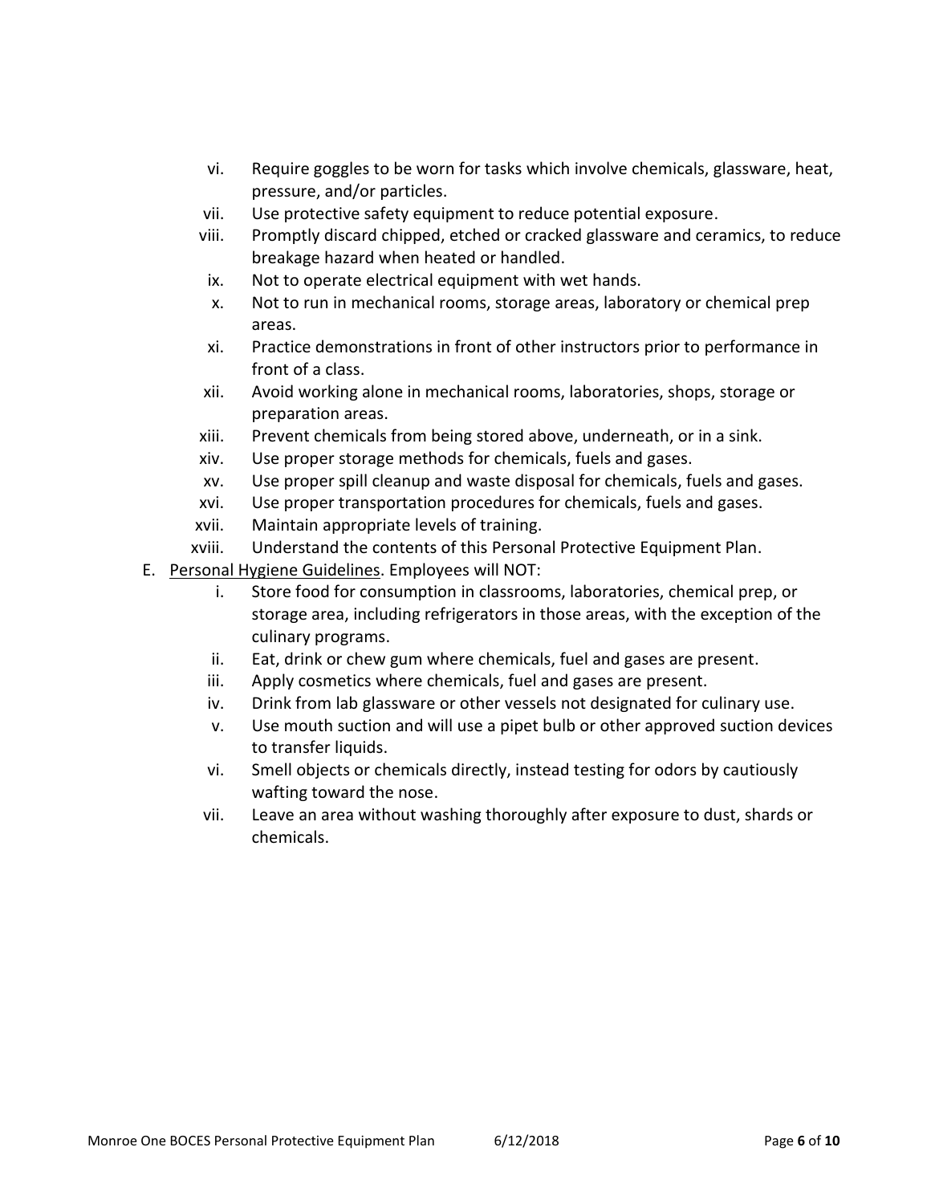vi. Require goggles to be worn for tasks which involve chemicals, glassware, heat, pressure, and/or particles.

vii. Use protective safety equipment to reduce potential exposure.

viii. Promptly discard chipped, etched or cracked glassware and ceramics, to reduce breakage hazard when heated or handled.

ix. Not to operate electrical equipment with wet hands.

x. Not to run in mechanical rooms, storage areas, laboratory or chemical prep areas.

xi. Practice demonstrations in front of other instructors prior to performance in front of a class.

xii. Avoid working alone in mechanical rooms, laboratories, shops, storage or preparation areas.

xiii. Prevent chemicals from being stored above, underneath, or in a sink.

xiv. Use proper storage methods for chemicals, fuels and gases.

xv. Use proper spill cleanup and waste disposal for chemicals, fuels and gases.

xvi. Use proper transportation procedures for chemicals, fuels and gases.

xvii. Maintain appropriate levels of training.

xviii. Understand the contents of this Personal Protective Equipment Plan.

E. Personal Hygiene Guidelines. Employees will NOT:

i. Store food for consumption in classrooms, laboratories, chemical prep, or storage area, including refrigerators in those areas, with the exception of the culinary programs.

ii. Eat, drink or chew gum where chemicals, fuel and gases are present.

iii. Apply cosmetics where chemicals, fuel and gases are present.

iv. Drink from lab glassware or other vessels not designated for culinary use.

v. Use mouth suction and will use a pipet bulb or other approved suction devices to transfer liquids.

vi. Smell objects or chemicals directly, instead testing for odors by cautiously wafting toward the nose.

vii. Leave an area without washing thoroughly after exposure to dust, shards or chemicals.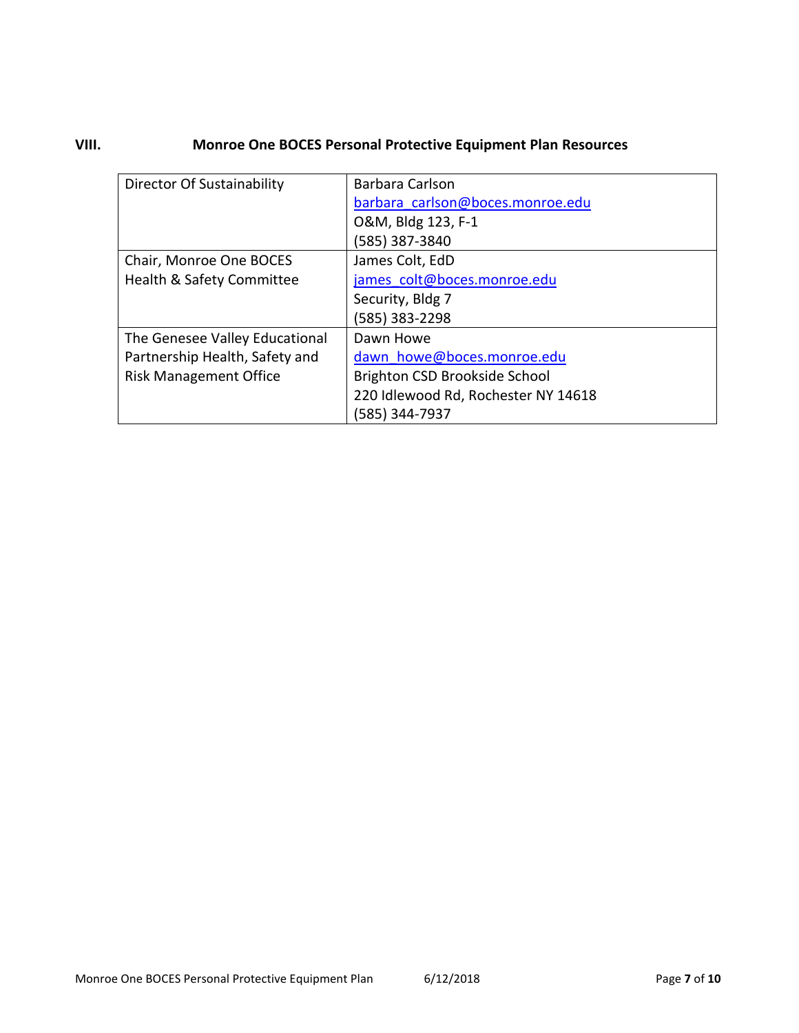## VIII. Monroe One BOCES Personal Protective Equipment Plan Resources

| | |
|---|---|
| Director Of Sustainability | Barbara Carlson<br>barbara_carlson@boces.monroe.edu<br>O&M, Bldg 123, F-1<br>(585) 387-3840 |
| Chair, Monroe One BOCES Health & Safety Committee | James Colt, EdD<br>james_colt@boces.monroe.edu<br>Security, Bldg 7<br>(585) 383-2298 |
| The Genesee Valley Educational Partnership Health, Safety and Risk Management Office | Dawn Howe<br>dawn_howe@boces.monroe.edu<br>Brighton CSD Brookside School<br>220 Idlewood Rd, Rochester NY 14618<br>(585) 344-7937 |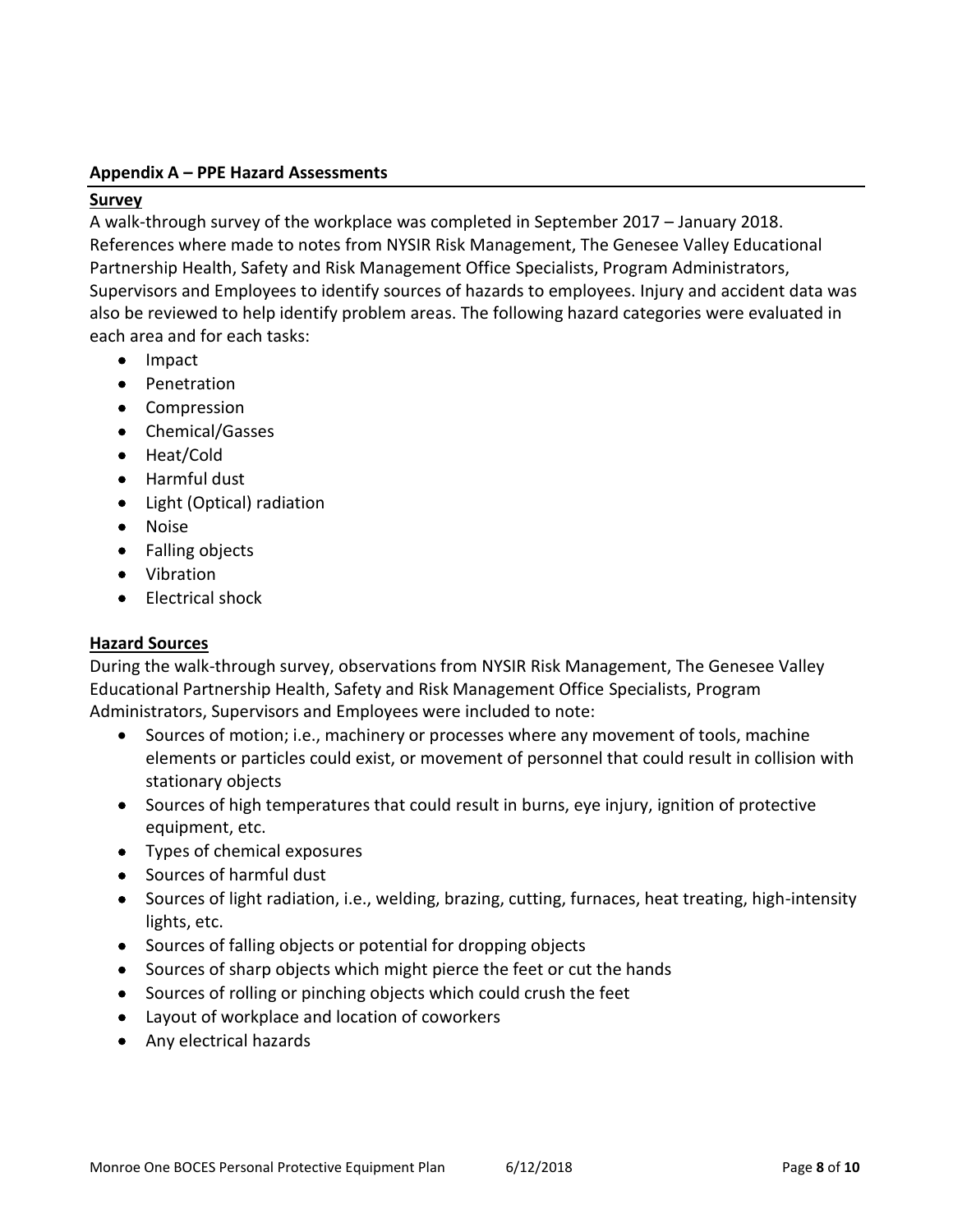## Appendix A – PPE Hazard Assessments

### Survey

A walk-through survey of the workplace was completed in September 2017 – January 2018. References where made to notes from NYSIR Risk Management, The Genesee Valley Educational Partnership Health, Safety and Risk Management Office Specialists, Program Administrators, Supervisors and Employees to identify sources of hazards to employees. Injury and accident data was also be reviewed to help identify problem areas. The following hazard categories were evaluated in each area and for each tasks:

- Impact
- Penetration
- Compression
- Chemical/Gasses
- Heat/Cold
- Harmful dust
- Light (Optical) radiation
- Noise
- Falling objects
- Vibration
- Electrical shock

### Hazard Sources

During the walk-through survey, observations from NYSIR Risk Management, The Genesee Valley Educational Partnership Health, Safety and Risk Management Office Specialists, Program Administrators, Supervisors and Employees were included to note:

- Sources of motion; i.e., machinery or processes where any movement of tools, machine elements or particles could exist, or movement of personnel that could result in collision with stationary objects
- Sources of high temperatures that could result in burns, eye injury, ignition of protective equipment, etc.
- Types of chemical exposures
- Sources of harmful dust
- Sources of light radiation, i.e., welding, brazing, cutting, furnaces, heat treating, high-intensity lights, etc.
- Sources of falling objects or potential for dropping objects
- Sources of sharp objects which might pierce the feet or cut the hands
- Sources of rolling or pinching objects which could crush the feet
- Layout of workplace and location of coworkers
- Any electrical hazards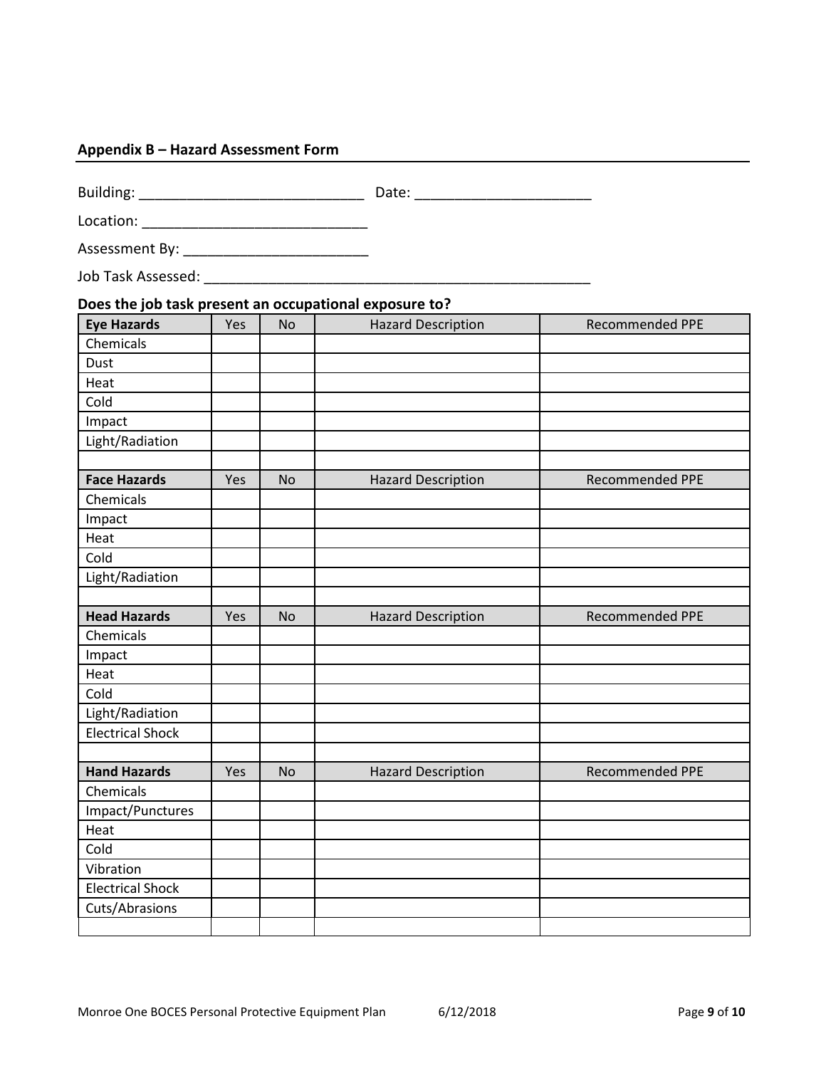## Appendix B – Hazard Assessment Form

Building: ____________________________ Date: ______________________

Location: ____________________________

Assessment By: _______________________

Job Task Assessed: _________________________________________________

**Does the job task present an occupational exposure to?**

| **Eye Hazards** | Yes | No | Hazard Description | Recommended PPE |
|---|---|---|---|---|
| Chemicals | | | | |
| Dust | | | | |
| Heat | | | | |
| Cold | | | | |
| Impact | | | | |
| Light/Radiation | | | | |
| | | | | |
| **Face Hazards** | Yes | No | Hazard Description | Recommended PPE |
| Chemicals | | | | |
| Impact | | | | |
| Heat | | | | |
| Cold | | | | |
| Light/Radiation | | | | |
| | | | | |
| **Head Hazards** | Yes | No | Hazard Description | Recommended PPE |
| Chemicals | | | | |
| Impact | | | | |
| Heat | | | | |
| Cold | | | | |
| Light/Radiation | | | | |
| Electrical Shock | | | | |
| | | | | |
| **Hand Hazards** | Yes | No | Hazard Description | Recommended PPE |
| Chemicals | | | | |
| Impact/Punctures | | | | |
| Heat | | | | |
| Cold | | | | |
| Vibration | | | | |
| Electrical Shock | | | | |
| Cuts/Abrasions | | | | |
| | | | | |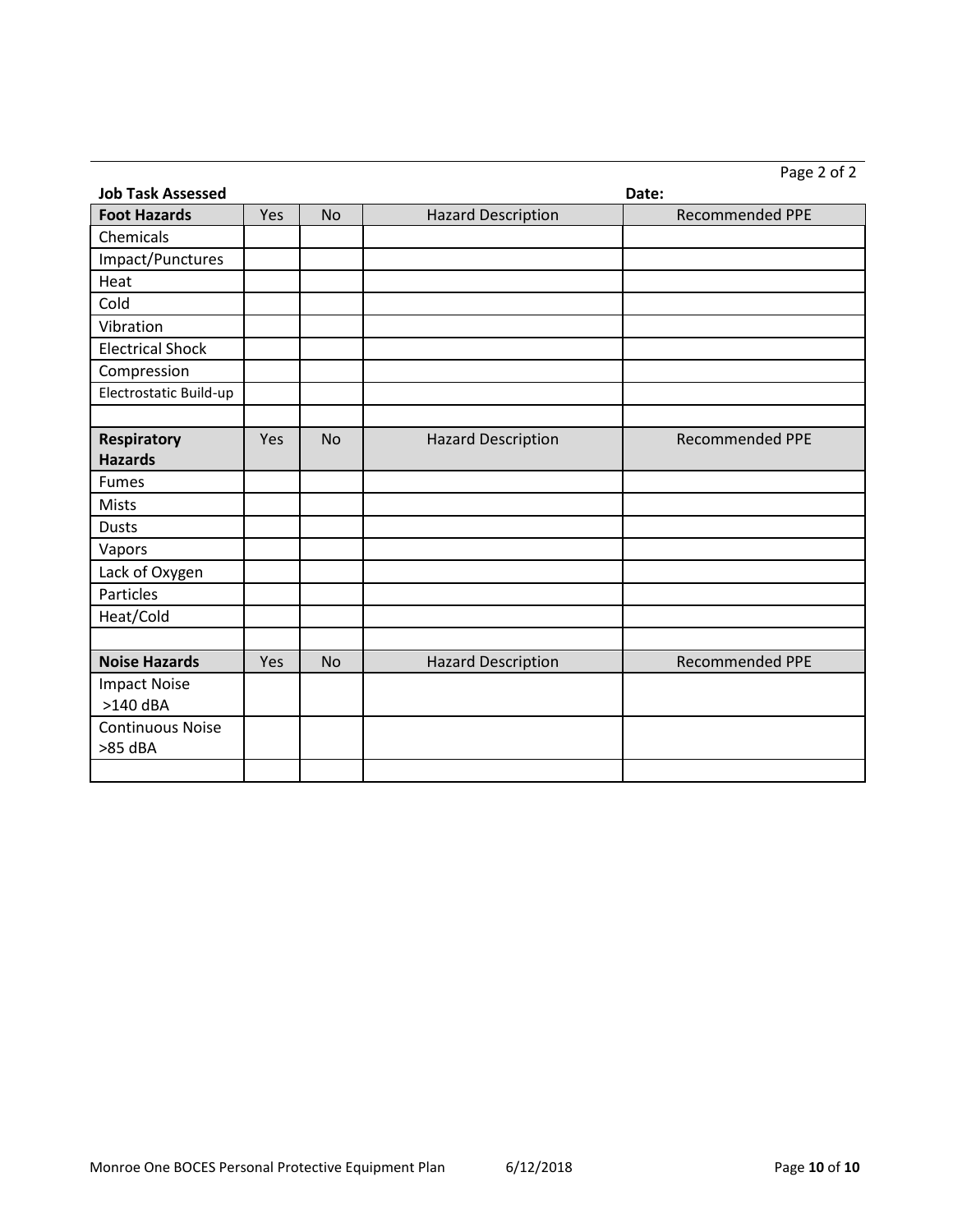Page 2 of 2

**Job Task Assessed** **Date:**

| **Foot Hazards** | Yes | No | Hazard Description | Recommended PPE |
|---|---|---|---|---|
| Chemicals | | | | |
| Impact/Punctures | | | | |
| Heat | | | | |
| Cold | | | | |
| Vibration | | | | |
| Electrical Shock | | | | |
| Compression | | | | |
| Electrostatic Build-up | | | | |
| | | | | |
| **Respiratory Hazards** | Yes | No | Hazard Description | Recommended PPE |
| Fumes | | | | |
| Mists | | | | |
| Dusts | | | | |
| Vapors | | | | |
| Lack of Oxygen | | | | |
| Particles | | | | |
| Heat/Cold | | | | |
| | | | | |
| **Noise Hazards** | Yes | No | Hazard Description | Recommended PPE |
| Impact Noise >140 dBA | | | | |
| Continuous Noise >85 dBA | | | | |
| | | | | |